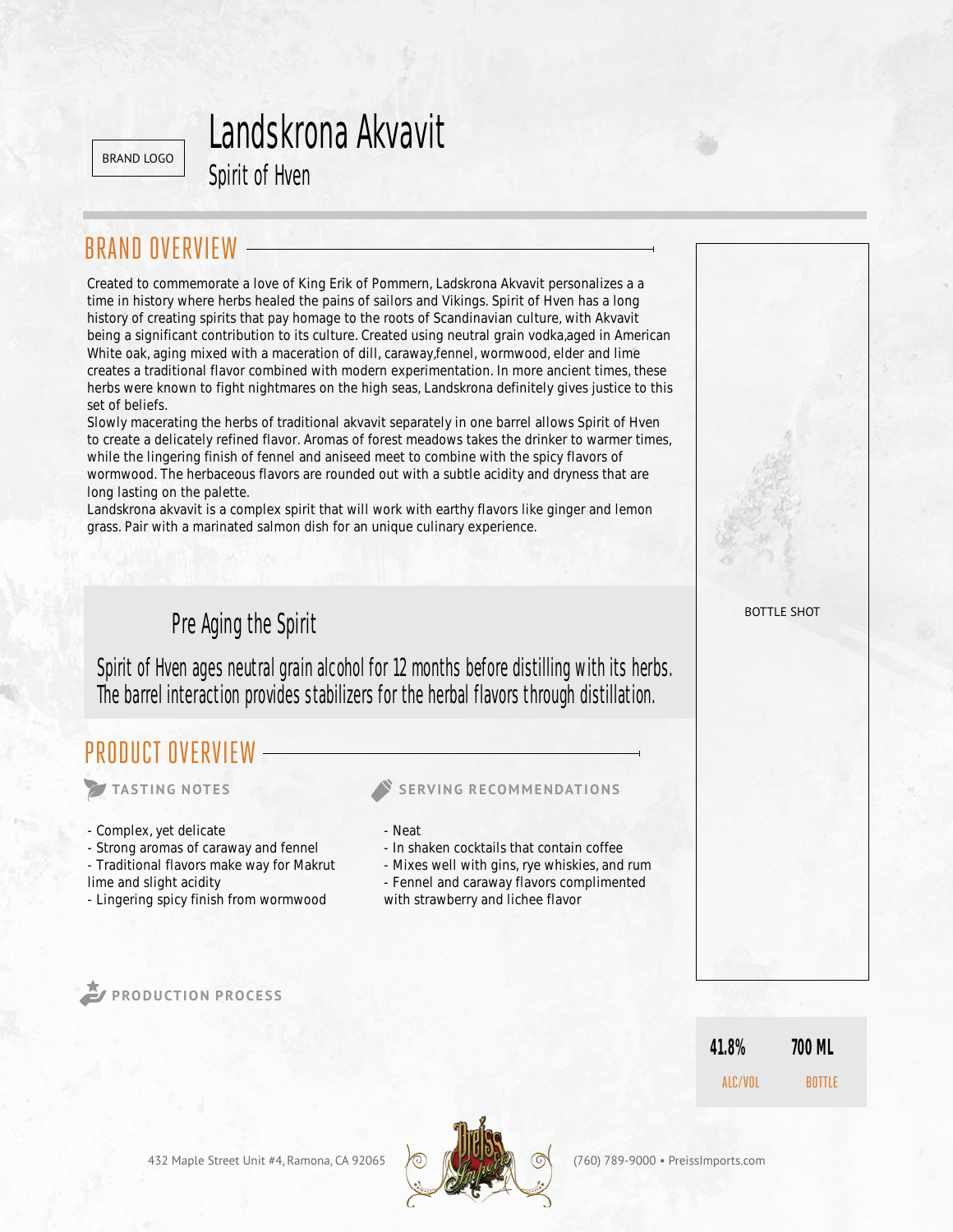BRAND LOGO

# Landskrona Akvavit

Spirit of Hven

## BRAND OVERVIEW

Created to commemorate a love of King Erik of Pommern, Ladskrona Akvavit personalizes a a time in history where herbs healed the pains of sailors and Vikings. Spirit of Hven has a long history of creating spirits that pay homage to the roots of Scandinavian culture, with Akvavit being a significant contribution to its culture. Created using neutral grain vodka,aged in American White oak, aging mixed with a maceration of dill, caraway,fennel, wormwood, elder and lime creates a traditional flavor combined with modern experimentation. In more ancient times, these herbs were known to fight nightmares on the high seas, Landskrona definitely gives justice to this set of beliefs.

Slowly macerating the herbs of traditional akvavit separately in one barrel allows Spirit of Hven to create a delicately refined flavor. Aromas of forest meadows takes the drinker to warmer times, while the lingering finish of fennel and aniseed meet to combine with the spicy flavors of wormwood. The herbaceous flavors are rounded out with a subtle acidity and dryness that are long lasting on the palette.

Landskrona akvavit is a complex spirit that will work with earthy flavors like ginger and lemon grass. Pair with a marinated salmon dish for an unique culinary experience.

### Pre Aging the Spirit

Spirit of Hven ages neutral grain alcohol for 12 months before distilling with its herbs. The barrel interaction provides stabilizers for the herbal flavors through distillation.

BOTTLE SHOT

## PRODUCT OVERVIEW

### TASTING NOTES

- Complex, yet delicate
- Strong aromas of caraway and fennel
- Traditional flavors make way for Makrut lime and slight acidity
- Lingering spicy finish from wormwood

### SERVING RECOMMENDATIONS

- Neat
- In shaken cocktails that contain coffee
- Mixes well with gins, rye whiskies, and rum
- Fennel and caraway flavors complimented with strawberry and lichee flavor

### PRODUCTION PROCESS

| 41.8% | 700 ML |
| --- | --- |
| ALC/VOL | BOTTLE |

432 Maple Street Unit #4, Ramona, CA 92065 (760) 789-9000 • PreissImports.com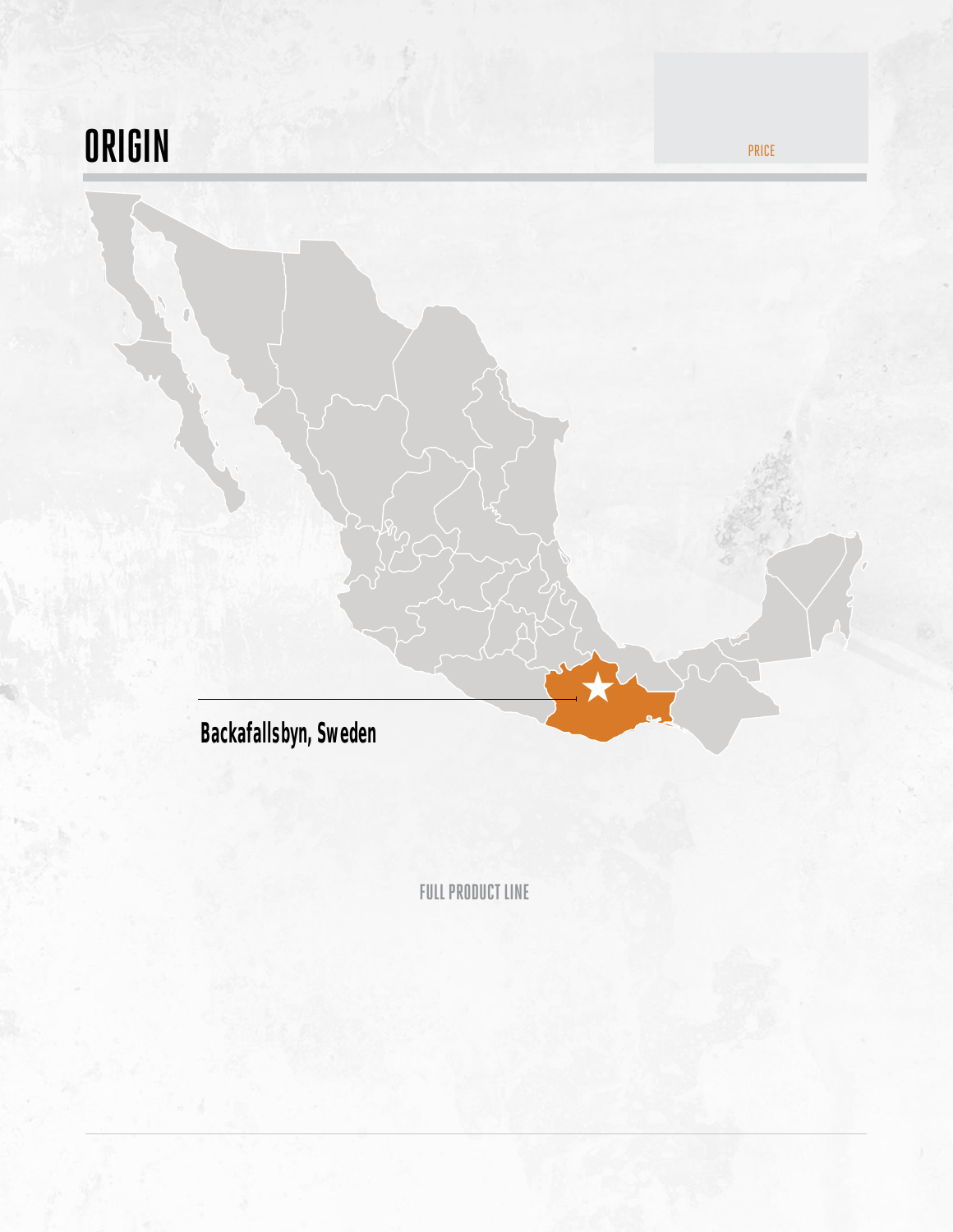# ORIGIN

PRICE

Backafallsbyn, Sweden

FULL PRODUCT LINE